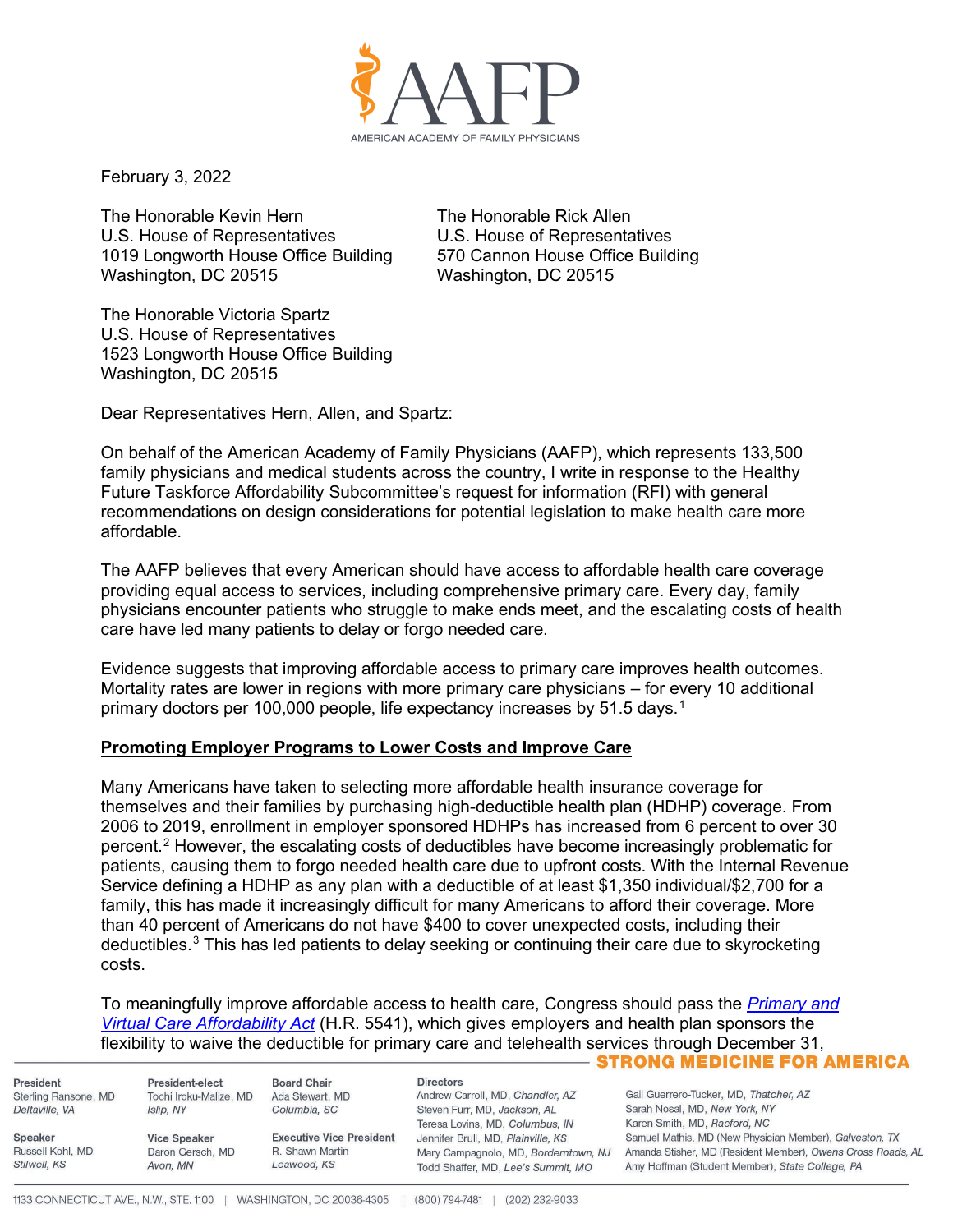February 3, 2022

The Honorable Kevin Hern
U.S. House of Representatives
1019 Longworth House Office Building
Washington, DC 20515

The Honorable Rick Allen
U.S. House of Representatives
570 Cannon House Office Building
Washington, DC 20515

The Honorable Victoria Spartz
U.S. House of Representatives
1523 Longworth House Office Building
Washington, DC 20515

Dear Representatives Hern, Allen, and Spartz:

On behalf of the American Academy of Family Physicians (AAFP), which represents 133,500 family physicians and medical students across the country, I write in response to the Healthy Future Taskforce Affordability Subcommittee's request for information (RFI) with general recommendations on design considerations for potential legislation to make health care more affordable.

The AAFP believes that every American should have access to affordable health care coverage providing equal access to services, including comprehensive primary care. Every day, family physicians encounter patients who struggle to make ends meet, and the escalating costs of health care have led many patients to delay or forgo needed care.

Evidence suggests that improving affordable access to primary care improves health outcomes. Mortality rates are lower in regions with more primary care physicians – for every 10 additional primary doctors per 100,000 people, life expectancy increases by 51.5 days.[1]

**Promoting Employer Programs to Lower Costs and Improve Care**

Many Americans have taken to selecting more affordable health insurance coverage for themselves and their families by purchasing high-deductible health plan (HDHP) coverage. From 2006 to 2019, enrollment in employer sponsored HDHPs has increased from 6 percent to over 30 percent.[2] However, the escalating costs of deductibles have become increasingly problematic for patients, causing them to forgo needed health care due to upfront costs. With the Internal Revenue Service defining a HDHP as any plan with a deductible of at least $1,350 individual/$2,700 for a family, this has made it increasingly difficult for many Americans to afford their coverage. More than 40 percent of Americans do not have $400 to cover unexpected costs, including their deductibles.[3] This has led patients to delay seeking or continuing their care due to skyrocketing costs.

To meaningfully improve affordable access to health care, Congress should pass the *Primary and Virtual Care Affordability Act* (H.R. 5541), which gives employers and health plan sponsors the flexibility to waive the deductible for primary care and telehealth services through December 31,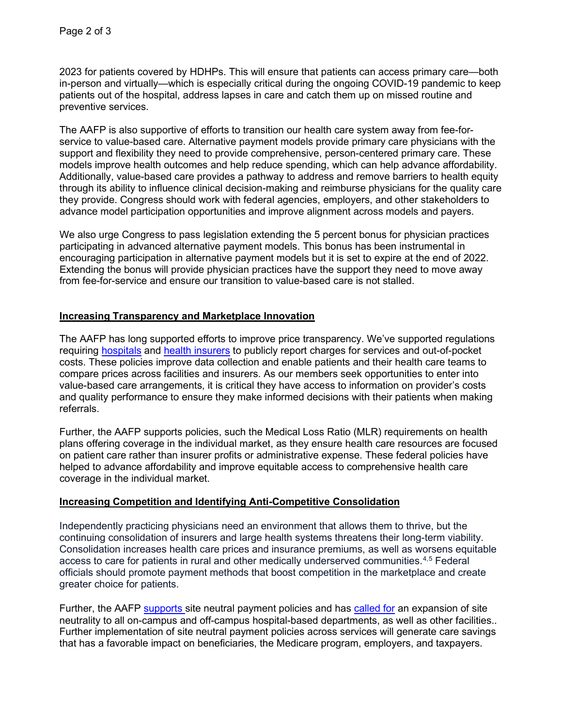2023 for patients covered by HDHPs. This will ensure that patients can access primary care—both in-person and virtually—which is especially critical during the ongoing COVID-19 pandemic to keep patients out of the hospital, address lapses in care and catch them up on missed routine and preventive services.

The AAFP is also supportive of efforts to transition our health care system away from fee-for-service to value-based care. Alternative payment models provide primary care physicians with the support and flexibility they need to provide comprehensive, person-centered primary care. These models improve health outcomes and help reduce spending, which can help advance affordability. Additionally, value-based care provides a pathway to address and remove barriers to health equity through its ability to influence clinical decision-making and reimburse physicians for the quality care they provide. Congress should work with federal agencies, employers, and other stakeholders to advance model participation opportunities and improve alignment across models and payers.

We also urge Congress to pass legislation extending the 5 percent bonus for physician practices participating in advanced alternative payment models. This bonus has been instrumental in encouraging participation in alternative payment models but it is set to expire at the end of 2022. Extending the bonus will provide physician practices have the support they need to move away from fee-for-service and ensure our transition to value-based care is not stalled.

## Increasing Transparency and Marketplace Innovation

The AAFP has long supported efforts to improve price transparency. We've supported regulations requiring hospitals and health insurers to publicly report charges for services and out-of-pocket costs. These policies improve data collection and enable patients and their health care teams to compare prices across facilities and insurers. As our members seek opportunities to enter into value-based care arrangements, it is critical they have access to information on provider's costs and quality performance to ensure they make informed decisions with their patients when making referrals.

Further, the AAFP supports policies, such the Medical Loss Ratio (MLR) requirements on health plans offering coverage in the individual market, as they ensure health care resources are focused on patient care rather than insurer profits or administrative expense. These federal policies have helped to advance affordability and improve equitable access to comprehensive health care coverage in the individual market.

## Increasing Competition and Identifying Anti-Competitive Consolidation

Independently practicing physicians need an environment that allows them to thrive, but the continuing consolidation of insurers and large health systems threatens their long-term viability. Consolidation increases health care prices and insurance premiums, as well as worsens equitable access to care for patients in rural and other medically underserved communities.[4,5] Federal officials should promote payment methods that boost competition in the marketplace and create greater choice for patients.

Further, the AAFP supports site neutral payment policies and has called for an expansion of site neutrality to all on-campus and off-campus hospital-based departments, as well as other facilities.. Further implementation of site neutral payment policies across services will generate care savings that has a favorable impact on beneficiaries, the Medicare program, employers, and taxpayers.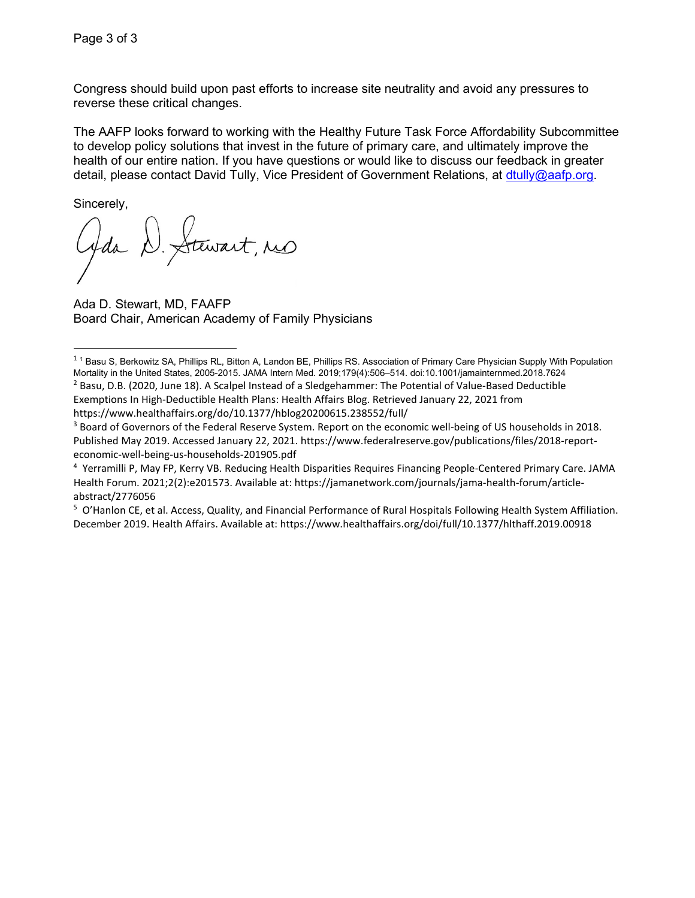Congress should build upon past efforts to increase site neutrality and avoid any pressures to reverse these critical changes.

The AAFP looks forward to working with the Healthy Future Task Force Affordability Subcommittee to develop policy solutions that invest in the future of primary care, and ultimately improve the health of our entire nation. If you have questions or would like to discuss our feedback in greater detail, please contact David Tully, Vice President of Government Relations, at dtully@aafp.org.

Sincerely,

Ada D. Stewart, MD, FAAFP
Board Chair, American Academy of Family Physicians

---

[1] [1] Basu S, Berkowitz SA, Phillips RL, Bitton A, Landon BE, Phillips RS. Association of Primary Care Physician Supply With Population Mortality in the United States, 2005-2015. JAMA Intern Med. 2019;179(4):506–514. doi:10.1001/jamainternmed.2018.7624

[2] Basu, D.B. (2020, June 18). A Scalpel Instead of a Sledgehammer: The Potential of Value-Based Deductible Exemptions In High-Deductible Health Plans: Health Affairs Blog. Retrieved January 22, 2021 from https://www.healthaffairs.org/do/10.1377/hblog20200615.238552/full/

[3] Board of Governors of the Federal Reserve System. Report on the economic well-being of US households in 2018. Published May 2019. Accessed January 22, 2021. https://www.federalreserve.gov/publications/files/2018-report-economic-well-being-us-households-201905.pdf

[4] Yerramilli P, May FP, Kerry VB. Reducing Health Disparities Requires Financing People-Centered Primary Care. JAMA Health Forum. 2021;2(2):e201573. Available at: https://jamanetwork.com/journals/jama-health-forum/article-abstract/2776056

[5] O'Hanlon CE, et al. Access, Quality, and Financial Performance of Rural Hospitals Following Health System Affiliation. December 2019. Health Affairs. Available at: https://www.healthaffairs.org/doi/full/10.1377/hlthaff.2019.00918